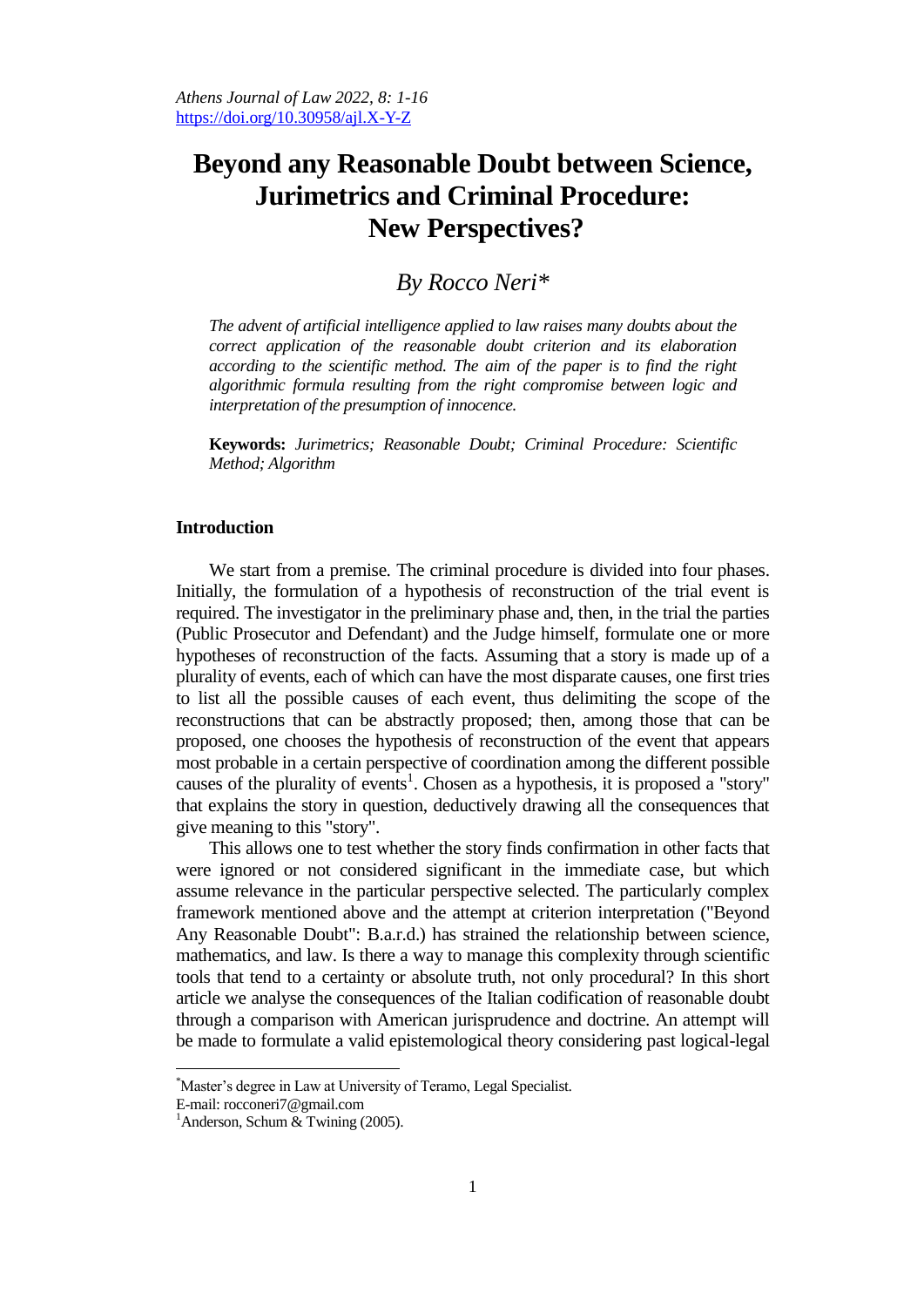# Beyond any Reasonable Doubt between Science, Jurimetrics and Criminal Procedure: New Perspectives?

*By Rocco Neri\**

*The advent of artificial intelligence applied to law raises many doubts about the correct application of the reasonable doubt criterion and its elaboration according to the scientific method. The aim of the paper is to find the right algorithmic formula resulting from the right compromise between logic and interpretation of the presumption of innocence.*

**Keywords:** *Jurimetrics; Reasonable Doubt; Criminal Procedure: Scientific Method; Algorithm*

## Introduction

We start from a premise. The criminal procedure is divided into four phases. Initially, the formulation of a hypothesis of reconstruction of the trial event is required. The investigator in the preliminary phase and, then, in the trial the parties (Public Prosecutor and Defendant) and the Judge himself, formulate one or more hypotheses of reconstruction of the facts. Assuming that a story is made up of a plurality of events, each of which can have the most disparate causes, one first tries to list all the possible causes of each event, thus delimiting the scope of the reconstructions that can be abstractly proposed; then, among those that can be proposed, one chooses the hypothesis of reconstruction of the event that appears most probable in a certain perspective of coordination among the different possible causes of the plurality of events[1]. Chosen as a hypothesis, it is proposed a "story" that explains the story in question, deductively drawing all the consequences that give meaning to this "story".

This allows one to test whether the story finds confirmation in other facts that were ignored or not considered significant in the immediate case, but which assume relevance in the particular perspective selected. The particularly complex framework mentioned above and the attempt at criterion interpretation ("Beyond Any Reasonable Doubt": B.a.r.d.) has strained the relationship between science, mathematics, and law. Is there a way to manage this complexity through scientific tools that tend to a certainty or absolute truth, not only procedural? In this short article we analyse the consequences of the Italian codification of reasonable doubt through a comparison with American jurisprudence and doctrine. An attempt will be made to formulate a valid epistemological theory considering past logical-legal

---

\*Master's degree in Law at University of Teramo, Legal Specialist.
E-mail: rocconeri7@gmail.com

[1]Anderson, Schum & Twining (2005).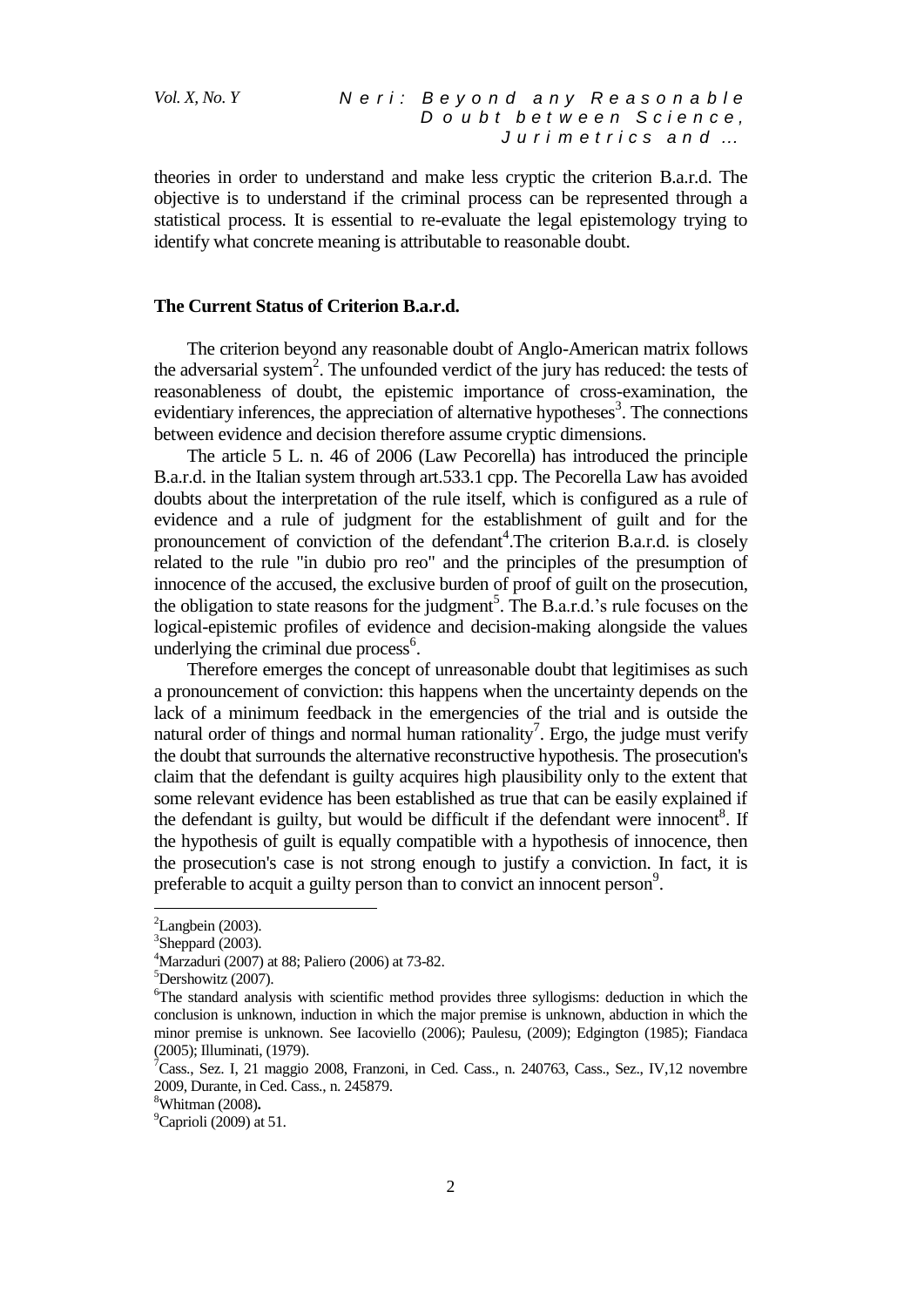theories in order to understand and make less cryptic the criterion B.a.r.d. The objective is to understand if the criminal process can be represented through a statistical process. It is essential to re-evaluate the legal epistemology trying to identify what concrete meaning is attributable to reasonable doubt.

## The Current Status of Criterion B.a.r.d.

The criterion beyond any reasonable doubt of Anglo-American matrix follows the adversarial system[2]. The unfounded verdict of the jury has reduced: the tests of reasonableness of doubt, the epistemic importance of cross-examination, the evidentiary inferences, the appreciation of alternative hypotheses[3]. The connections between evidence and decision therefore assume cryptic dimensions.

The article 5 L. n. 46 of 2006 (Law Pecorella) has introduced the principle B.a.r.d. in the Italian system through art.533.1 cpp. The Pecorella Law has avoided doubts about the interpretation of the rule itself, which is configured as a rule of evidence and a rule of judgment for the establishment of guilt and for the pronouncement of conviction of the defendant[4].The criterion B.a.r.d. is closely related to the rule "in dubio pro reo" and the principles of the presumption of innocence of the accused, the exclusive burden of proof of guilt on the prosecution, the obligation to state reasons for the judgment[5]. The B.a.r.d.'s rule focuses on the logical-epistemic profiles of evidence and decision-making alongside the values underlying the criminal due process[6].

Therefore emerges the concept of unreasonable doubt that legitimises as such a pronouncement of conviction: this happens when the uncertainty depends on the lack of a minimum feedback in the emergencies of the trial and is outside the natural order of things and normal human rationality[7]. Ergo, the judge must verify the doubt that surrounds the alternative reconstructive hypothesis. The prosecution's claim that the defendant is guilty acquires high plausibility only to the extent that some relevant evidence has been established as true that can be easily explained if the defendant is guilty, but would be difficult if the defendant were innocent[8]. If the hypothesis of guilt is equally compatible with a hypothesis of innocence, then the prosecution's case is not strong enough to justify a conviction. In fact, it is preferable to acquit a guilty person than to convict an innocent person[9].

---

[2] Langbein (2003).

[3] Sheppard (2003).

[4] Marzaduri (2007) at 88; Paliero (2006) at 73-82.

[5] Dershowitz (2007).

[6] The standard analysis with scientific method provides three syllogisms: deduction in which the conclusion is unknown, induction in which the major premise is unknown, abduction in which the minor premise is unknown. See Iacoviello (2006); Paulesu, (2009); Edgington (1985); Fiandaca (2005); Illuminati, (1979).

[7] Cass., Sez. I, 21 maggio 2008, Franzoni, in Ced. Cass., n. 240763, Cass., Sez., IV,12 novembre 2009, Durante, in Ced. Cass., n. 245879.

[8] Whitman (2008).

[9] Caprioli (2009) at 51.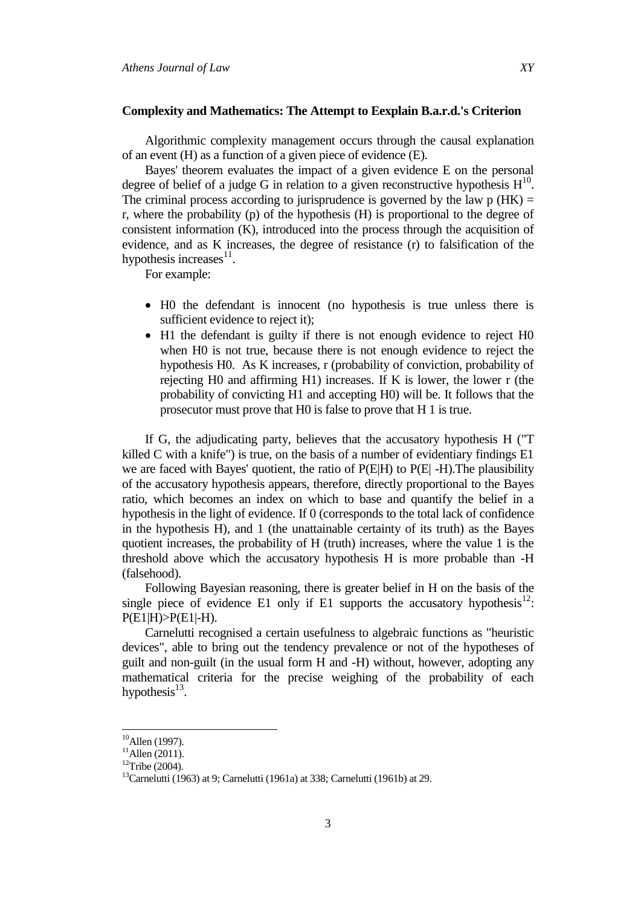### Complexity and Mathematics: The Attempt to Eexplain B.a.r.d.'s Criterion

Algorithmic complexity management occurs through the causal explanation of an event (H) as a function of a given piece of evidence (E).

Bayes' theorem evaluates the impact of a given evidence E on the personal degree of belief of a judge G in relation to a given reconstructive hypothesis H[10]. The criminal process according to jurisprudence is governed by the law p (HK) = r, where the probability (p) of the hypothesis (H) is proportional to the degree of consistent information (K), introduced into the process through the acquisition of evidence, and as K increases, the degree of resistance (r) to falsification of the hypothesis increases[11].

For example:

- H0 the defendant is innocent (no hypothesis is true unless there is sufficient evidence to reject it);
- H1 the defendant is guilty if there is not enough evidence to reject H0 when H0 is not true, because there is not enough evidence to reject the hypothesis H0. As K increases, r (probability of conviction, probability of rejecting H0 and affirming H1) increases. If K is lower, the lower r (the probability of convicting H1 and accepting H0) will be. It follows that the prosecutor must prove that H0 is false to prove that H 1 is true.

If G, the adjudicating party, believes that the accusatory hypothesis H ("T killed C with a knife") is true, on the basis of a number of evidentiary findings E1 we are faced with Bayes' quotient, the ratio of P(E|H) to P(E| -H).The plausibility of the accusatory hypothesis appears, therefore, directly proportional to the Bayes ratio, which becomes an index on which to base and quantify the belief in a hypothesis in the light of evidence. If 0 (corresponds to the total lack of confidence in the hypothesis H), and 1 (the unattainable certainty of its truth) as the Bayes quotient increases, the probability of H (truth) increases, where the value 1 is the threshold above which the accusatory hypothesis H is more probable than -H (falsehood).

Following Bayesian reasoning, there is greater belief in H on the basis of the single piece of evidence E1 only if E1 supports the accusatory hypothesis[12]: P(E1|H)>P(E1|-H).

Carnelutti recognised a certain usefulness to algebraic functions as "heuristic devices", able to bring out the tendency prevalence or not of the hypotheses of guilt and non-guilt (in the usual form H and -H) without, however, adopting any mathematical criteria for the precise weighing of the probability of each hypothesis[13].

---

[10]Allen (1997).

[11]Allen (2011).

[12]Tribe (2004).

[13]Carnelutti (1963) at 9; Carnelutti (1961a) at 338; Carnelutti (1961b) at 29.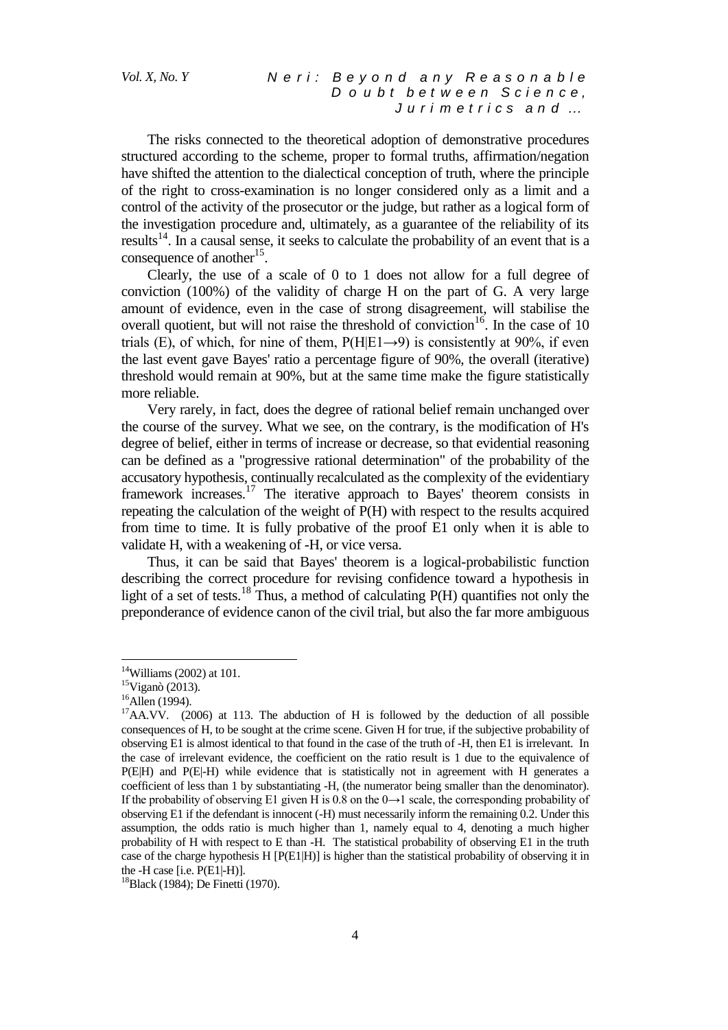The risks connected to the theoretical adoption of demonstrative procedures structured according to the scheme, proper to formal truths, affirmation/negation have shifted the attention to the dialectical conception of truth, where the principle of the right to cross-examination is no longer considered only as a limit and a control of the activity of the prosecutor or the judge, but rather as a logical form of the investigation procedure and, ultimately, as a guarantee of the reliability of its results[14]. In a causal sense, it seeks to calculate the probability of an event that is a consequence of another[15].

Clearly, the use of a scale of 0 to 1 does not allow for a full degree of conviction (100%) of the validity of charge H on the part of G. A very large amount of evidence, even in the case of strong disagreement, will stabilise the overall quotient, but will not raise the threshold of conviction[16]. In the case of 10 trials (E), of which, for nine of them, $P(H|E1 \rightarrow 9)$ is consistently at 90%, if even the last event gave Bayes' ratio a percentage figure of 90%, the overall (iterative) threshold would remain at 90%, but at the same time make the figure statistically more reliable.

Very rarely, in fact, does the degree of rational belief remain unchanged over the course of the survey. What we see, on the contrary, is the modification of H's degree of belief, either in terms of increase or decrease, so that evidential reasoning can be defined as a "progressive rational determination" of the probability of the accusatory hypothesis, continually recalculated as the complexity of the evidentiary framework increases.[17] The iterative approach to Bayes' theorem consists in repeating the calculation of the weight of P(H) with respect to the results acquired from time to time. It is fully probative of the proof E1 only when it is able to validate H, with a weakening of -H, or vice versa.

Thus, it can be said that Bayes' theorem is a logical-probabilistic function describing the correct procedure for revising confidence toward a hypothesis in light of a set of tests.[18] Thus, a method of calculating P(H) quantifies not only the preponderance of evidence canon of the civil trial, but also the far more ambiguous

---

[14] Williams (2002) at 101.

[15] Viganò (2013).

[16] Allen (1994).

[17] AA.VV. (2006) at 113. The abduction of H is followed by the deduction of all possible consequences of H, to be sought at the crime scene. Given H for true, if the subjective probability of observing E1 is almost identical to that found in the case of the truth of -H, then E1 is irrelevant. In the case of irrelevant evidence, the coefficient on the ratio result is 1 due to the equivalence of $P(E|H)$ and $P(E|-H)$ while evidence that is statistically not in agreement with H generates a coefficient of less than 1 by substantiating -H, (the numerator being smaller than the denominator). If the probability of observing E1 given H is 0.8 on the $0 \rightarrow 1$ scale, the corresponding probability of observing E1 if the defendant is innocent (-H) must necessarily inform the remaining 0.2. Under this assumption, the odds ratio is much higher than 1, namely equal to 4, denoting a much higher probability of H with respect to E than -H. The statistical probability of observing E1 in the truth case of the charge hypothesis H [$P(E1|H)$] is higher than the statistical probability of observing it in the -H case [i.e. $P(E1|-H)$].

[18] Black (1984); De Finetti (1970).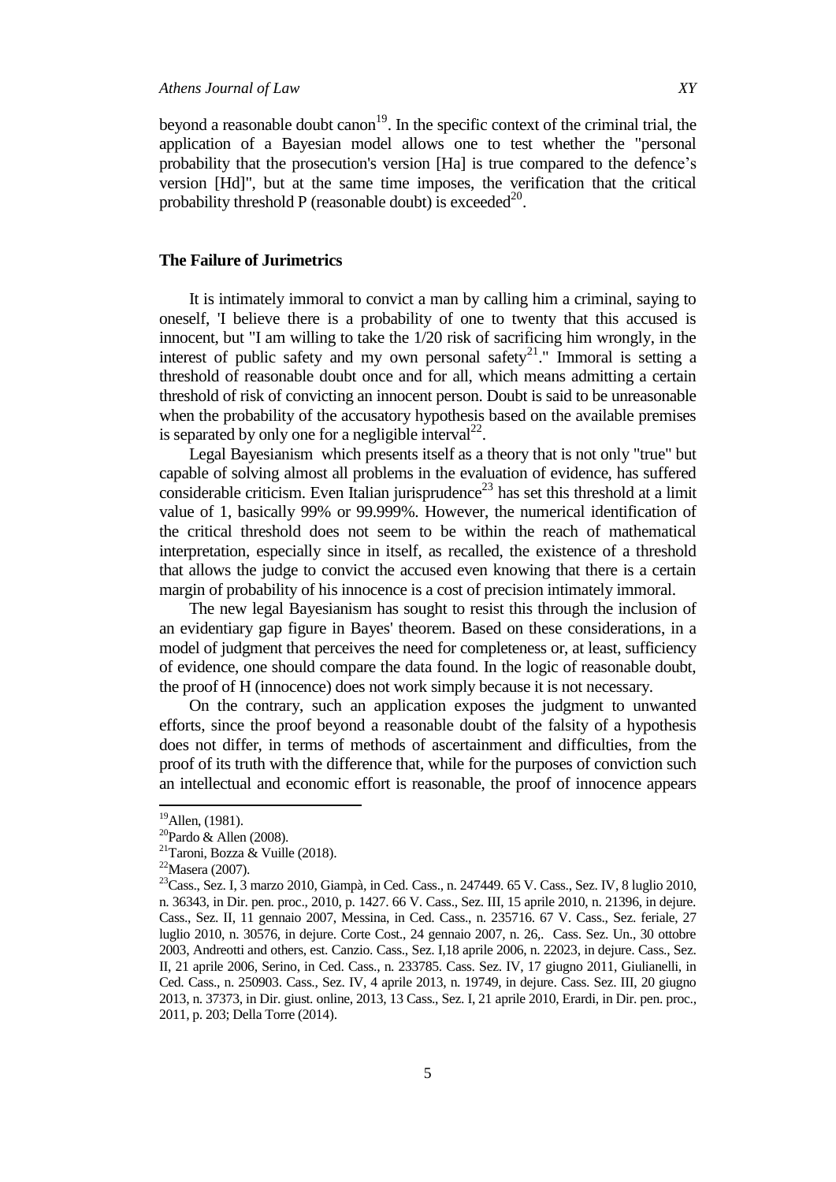beyond a reasonable doubt canon[19]. In the specific context of the criminal trial, the application of a Bayesian model allows one to test whether the "personal probability that the prosecution's version [Ha] is true compared to the defence's version [Hd]", but at the same time imposes, the verification that the critical probability threshold P (reasonable doubt) is exceeded[20].

## The Failure of Jurimetrics

It is intimately immoral to convict a man by calling him a criminal, saying to oneself, 'I believe there is a probability of one to twenty that this accused is innocent, but "I am willing to take the 1/20 risk of sacrificing him wrongly, in the interest of public safety and my own personal safety[21]." Immoral is setting a threshold of reasonable doubt once and for all, which means admitting a certain threshold of risk of convicting an innocent person. Doubt is said to be unreasonable when the probability of the accusatory hypothesis based on the available premises is separated by only one for a negligible interval[22].

Legal Bayesianism which presents itself as a theory that is not only "true" but capable of solving almost all problems in the evaluation of evidence, has suffered considerable criticism. Even Italian jurisprudence[23] has set this threshold at a limit value of 1, basically 99% or 99.999%. However, the numerical identification of the critical threshold does not seem to be within the reach of mathematical interpretation, especially since in itself, as recalled, the existence of a threshold that allows the judge to convict the accused even knowing that there is a certain margin of probability of his innocence is a cost of precision intimately immoral.

The new legal Bayesianism has sought to resist this through the inclusion of an evidentiary gap figure in Bayes' theorem. Based on these considerations, in a model of judgment that perceives the need for completeness or, at least, sufficiency of evidence, one should compare the data found. In the logic of reasonable doubt, the proof of H (innocence) does not work simply because it is not necessary.

On the contrary, such an application exposes the judgment to unwanted efforts, since the proof beyond a reasonable doubt of the falsity of a hypothesis does not differ, in terms of methods of ascertainment and difficulties, from the proof of its truth with the difference that, while for the purposes of conviction such an intellectual and economic effort is reasonable, the proof of innocence appears

---

[19] Allen, (1981).

[20] Pardo & Allen (2008).

[21] Taroni, Bozza & Vuille (2018).

[22] Masera (2007).

[23] Cass., Sez. I, 3 marzo 2010, Giampà, in Ced. Cass., n. 247449. 65 V. Cass., Sez. IV, 8 luglio 2010, n. 36343, in Dir. pen. proc., 2010, p. 1427. 66 V. Cass., Sez. III, 15 aprile 2010, n. 21396, in dejure. Cass., Sez. II, 11 gennaio 2007, Messina, in Ced. Cass., n. 235716. 67 V. Cass., Sez. feriale, 27 luglio 2010, n. 30576, in dejure. Corte Cost., 24 gennaio 2007, n. 26,. Cass. Sez. Un., 30 ottobre 2003, Andreotti and others, est. Canzio. Cass., Sez. I,18 aprile 2006, n. 22023, in dejure. Cass., Sez. II, 21 aprile 2006, Serino, in Ced. Cass., n. 233785. Cass. Sez. IV, 17 giugno 2011, Giulianelli, in Ced. Cass., n. 250903. Cass., Sez. IV, 4 aprile 2013, n. 19749, in dejure. Cass. Sez. III, 20 giugno 2013, n. 37373, in Dir. giust. online, 2013, 13 Cass., Sez. I, 21 aprile 2010, Erardi, in Dir. pen. proc., 2011, p. 203; Della Torre (2014).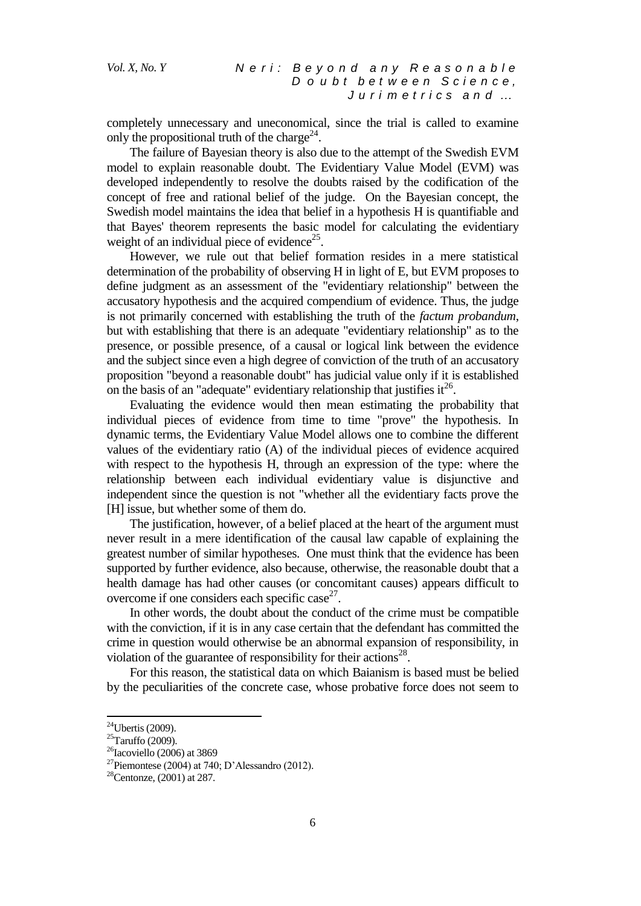completely unnecessary and uneconomical, since the trial is called to examine only the propositional truth of the charge[24].

The failure of Bayesian theory is also due to the attempt of the Swedish EVM model to explain reasonable doubt. The Evidentiary Value Model (EVM) was developed independently to resolve the doubts raised by the codification of the concept of free and rational belief of the judge. On the Bayesian concept, the Swedish model maintains the idea that belief in a hypothesis H is quantifiable and that Bayes' theorem represents the basic model for calculating the evidentiary weight of an individual piece of evidence[25].

However, we rule out that belief formation resides in a mere statistical determination of the probability of observing H in light of E, but EVM proposes to define judgment as an assessment of the "evidentiary relationship" between the accusatory hypothesis and the acquired compendium of evidence. Thus, the judge is not primarily concerned with establishing the truth of the *factum probandum*, but with establishing that there is an adequate "evidentiary relationship" as to the presence, or possible presence, of a causal or logical link between the evidence and the subject since even a high degree of conviction of the truth of an accusatory proposition "beyond a reasonable doubt" has judicial value only if it is established on the basis of an "adequate" evidentiary relationship that justifies it[26].

Evaluating the evidence would then mean estimating the probability that individual pieces of evidence from time to time "prove" the hypothesis. In dynamic terms, the Evidentiary Value Model allows one to combine the different values of the evidentiary ratio (A) of the individual pieces of evidence acquired with respect to the hypothesis H, through an expression of the type: where the relationship between each individual evidentiary value is disjunctive and independent since the question is not "whether all the evidentiary facts prove the [H] issue, but whether some of them do.

The justification, however, of a belief placed at the heart of the argument must never result in a mere identification of the causal law capable of explaining the greatest number of similar hypotheses. One must think that the evidence has been supported by further evidence, also because, otherwise, the reasonable doubt that a health damage has had other causes (or concomitant causes) appears difficult to overcome if one considers each specific case[27].

In other words, the doubt about the conduct of the crime must be compatible with the conviction, if it is in any case certain that the defendant has committed the crime in question would otherwise be an abnormal expansion of responsibility, in violation of the guarantee of responsibility for their actions[28].

For this reason, the statistical data on which Baianism is based must be belied by the peculiarities of the concrete case, whose probative force does not seem to

---

[24] Ubertis (2009).

[25] Taruffo (2009).

[26] Iacoviello (2006) at 3869

[27] Piemontese (2004) at 740; D'Alessandro (2012).

[28] Centonze, (2001) at 287.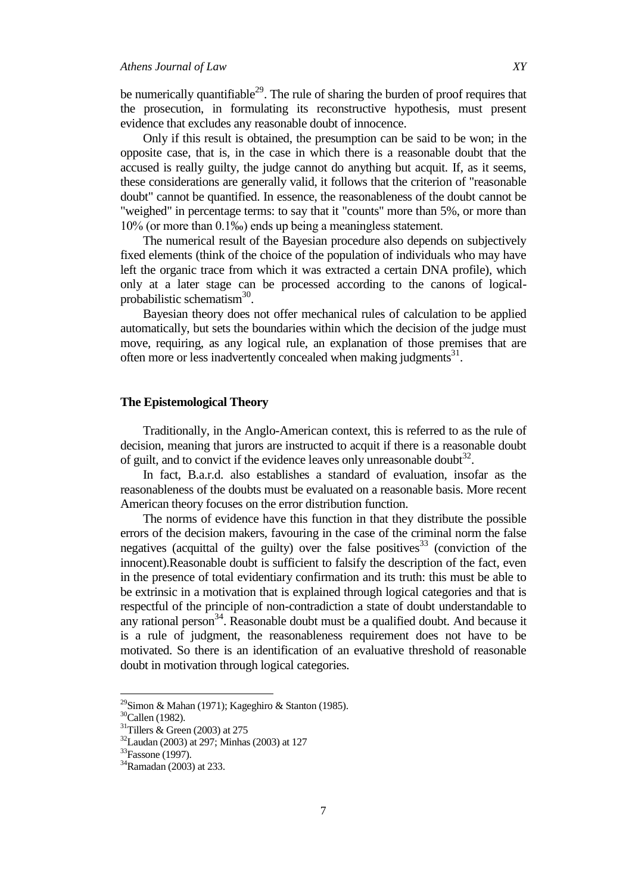be numerically quantifiable[29]. The rule of sharing the burden of proof requires that the prosecution, in formulating its reconstructive hypothesis, must present evidence that excludes any reasonable doubt of innocence.

Only if this result is obtained, the presumption can be said to be won; in the opposite case, that is, in the case in which there is a reasonable doubt that the accused is really guilty, the judge cannot do anything but acquit. If, as it seems, these considerations are generally valid, it follows that the criterion of "reasonable doubt" cannot be quantified. In essence, the reasonableness of the doubt cannot be "weighed" in percentage terms: to say that it "counts" more than 5%, or more than 10% (or more than 0.1‰) ends up being a meaningless statement.

The numerical result of the Bayesian procedure also depends on subjectively fixed elements (think of the choice of the population of individuals who may have left the organic trace from which it was extracted a certain DNA profile), which only at a later stage can be processed according to the canons of logical-probabilistic schematism[30].

Bayesian theory does not offer mechanical rules of calculation to be applied automatically, but sets the boundaries within which the decision of the judge must move, requiring, as any logical rule, an explanation of those premises that are often more or less inadvertently concealed when making judgments[31].

## The Epistemological Theory

Traditionally, in the Anglo-American context, this is referred to as the rule of decision, meaning that jurors are instructed to acquit if there is a reasonable doubt of guilt, and to convict if the evidence leaves only unreasonable doubt[32].

In fact, B.a.r.d. also establishes a standard of evaluation, insofar as the reasonableness of the doubts must be evaluated on a reasonable basis. More recent American theory focuses on the error distribution function.

The norms of evidence have this function in that they distribute the possible errors of the decision makers, favouring in the case of the criminal norm the false negatives (acquittal of the guilty) over the false positives[33] (conviction of the innocent).Reasonable doubt is sufficient to falsify the description of the fact, even in the presence of total evidentiary confirmation and its truth: this must be able to be extrinsic in a motivation that is explained through logical categories and that is respectful of the principle of non-contradiction a state of doubt understandable to any rational person[34]. Reasonable doubt must be a qualified doubt. And because it is a rule of judgment, the reasonableness requirement does not have to be motivated. So there is an identification of an evaluative threshold of reasonable doubt in motivation through logical categories.

---

[29]Simon & Mahan (1971); Kageghiro & Stanton (1985).
[30]Callen (1982).
[31]Tillers & Green (2003) at 275
[32]Laudan (2003) at 297; Minhas (2003) at 127
[33]Fassone (1997).
[34]Ramadan (2003) at 233.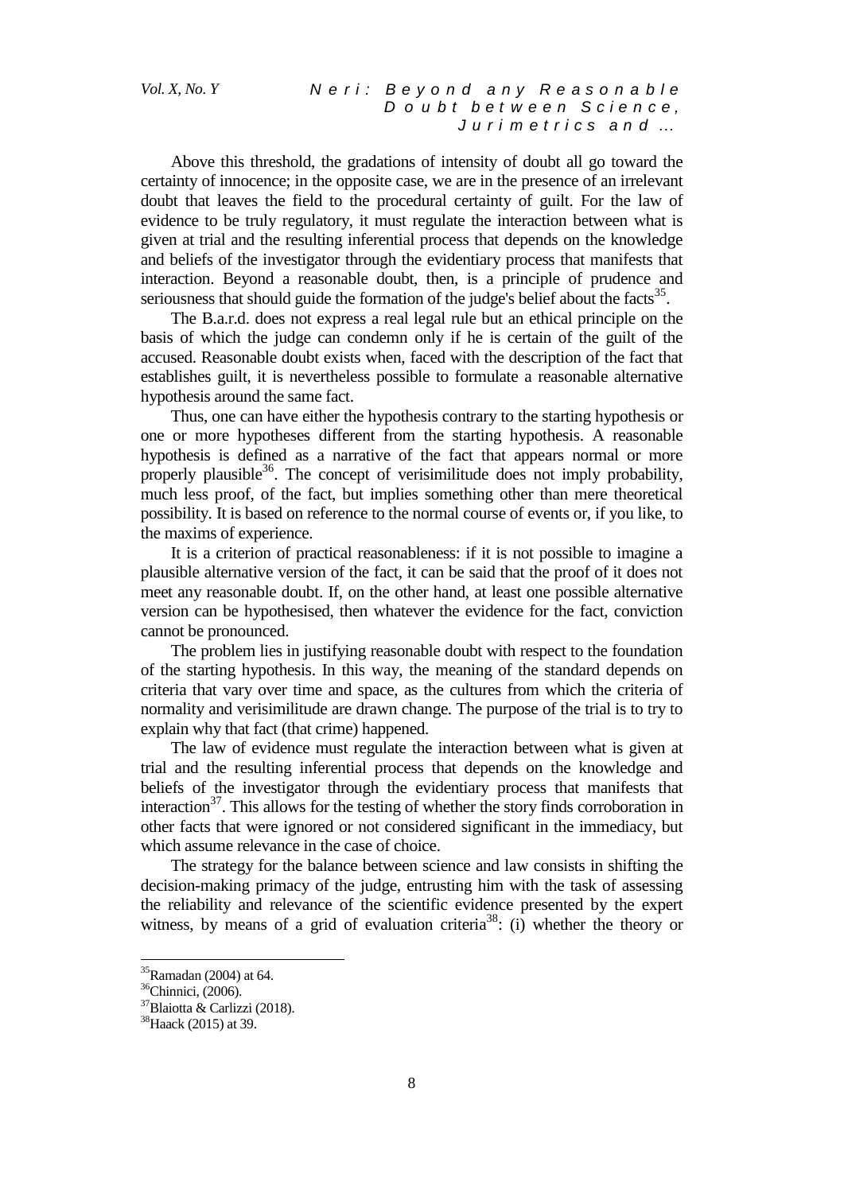Above this threshold, the gradations of intensity of doubt all go toward the certainty of innocence; in the opposite case, we are in the presence of an irrelevant doubt that leaves the field to the procedural certainty of guilt. For the law of evidence to be truly regulatory, it must regulate the interaction between what is given at trial and the resulting inferential process that depends on the knowledge and beliefs of the investigator through the evidentiary process that manifests that interaction. Beyond a reasonable doubt, then, is a principle of prudence and seriousness that should guide the formation of the judge's belief about the facts[35].

The B.a.r.d. does not express a real legal rule but an ethical principle on the basis of which the judge can condemn only if he is certain of the guilt of the accused. Reasonable doubt exists when, faced with the description of the fact that establishes guilt, it is nevertheless possible to formulate a reasonable alternative hypothesis around the same fact.

Thus, one can have either the hypothesis contrary to the starting hypothesis or one or more hypotheses different from the starting hypothesis. A reasonable hypothesis is defined as a narrative of the fact that appears normal or more properly plausible[36]. The concept of verisimilitude does not imply probability, much less proof, of the fact, but implies something other than mere theoretical possibility. It is based on reference to the normal course of events or, if you like, to the maxims of experience.

It is a criterion of practical reasonableness: if it is not possible to imagine a plausible alternative version of the fact, it can be said that the proof of it does not meet any reasonable doubt. If, on the other hand, at least one possible alternative version can be hypothesised, then whatever the evidence for the fact, conviction cannot be pronounced.

The problem lies in justifying reasonable doubt with respect to the foundation of the starting hypothesis. In this way, the meaning of the standard depends on criteria that vary over time and space, as the cultures from which the criteria of normality and verisimilitude are drawn change. The purpose of the trial is to try to explain why that fact (that crime) happened.

The law of evidence must regulate the interaction between what is given at trial and the resulting inferential process that depends on the knowledge and beliefs of the investigator through the evidentiary process that manifests that interaction[37]. This allows for the testing of whether the story finds corroboration in other facts that were ignored or not considered significant in the immediacy, but which assume relevance in the case of choice.

The strategy for the balance between science and law consists in shifting the decision-making primacy of the judge, entrusting him with the task of assessing the reliability and relevance of the scientific evidence presented by the expert witness, by means of a grid of evaluation criteria[38]: (i) whether the theory or

---

[35] Ramadan (2004) at 64.

[36] Chinnici, (2006).

[37] Blaiotta & Carlizzi (2018).

[38] Haack (2015) at 39.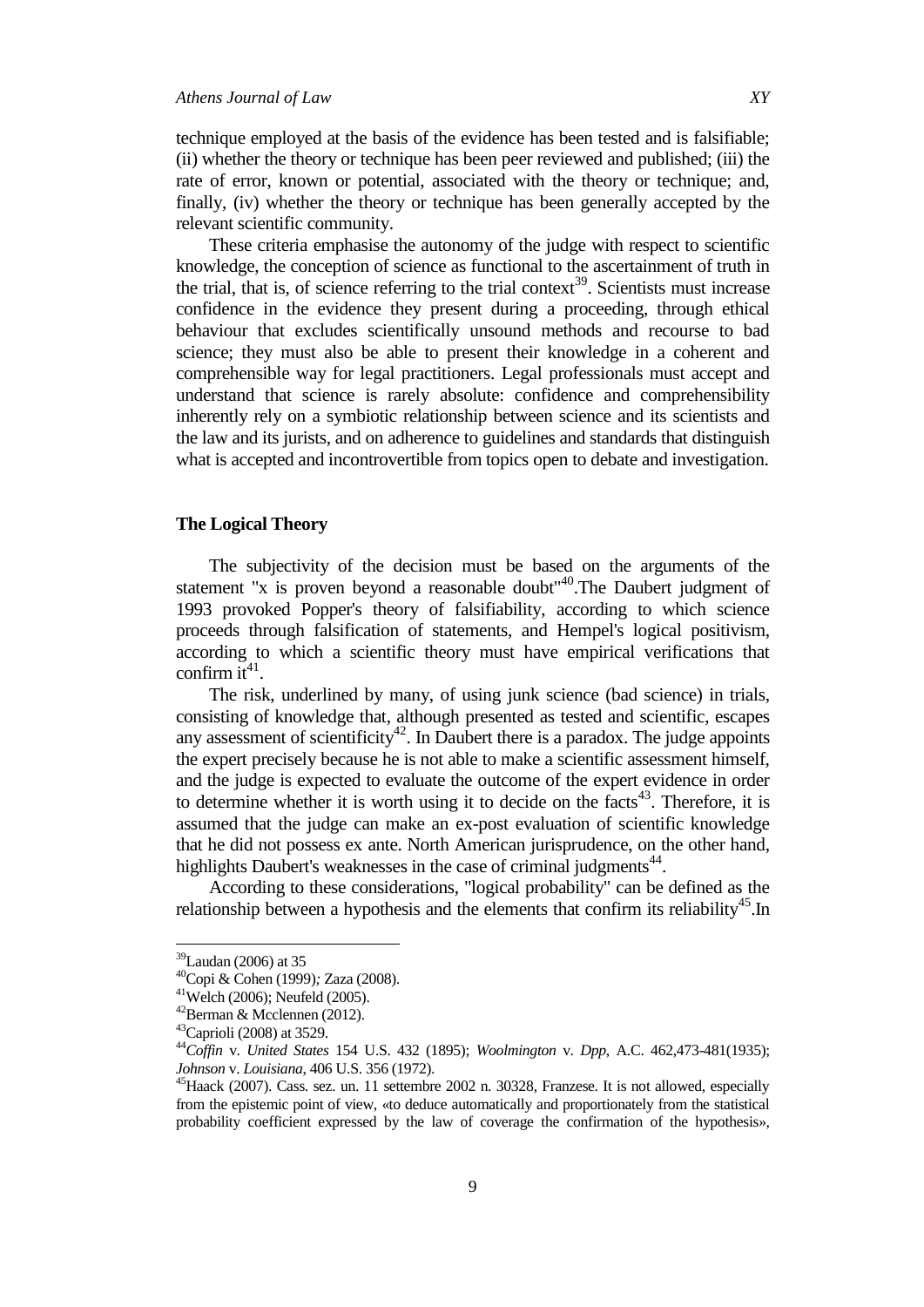technique employed at the basis of the evidence has been tested and is falsifiable; (ii) whether the theory or technique has been peer reviewed and published; (iii) the rate of error, known or potential, associated with the theory or technique; and, finally, (iv) whether the theory or technique has been generally accepted by the relevant scientific community.

These criteria emphasise the autonomy of the judge with respect to scientific knowledge, the conception of science as functional to the ascertainment of truth in the trial, that is, of science referring to the trial context[39]. Scientists must increase confidence in the evidence they present during a proceeding, through ethical behaviour that excludes scientifically unsound methods and recourse to bad science; they must also be able to present their knowledge in a coherent and comprehensible way for legal practitioners. Legal professionals must accept and understand that science is rarely absolute: confidence and comprehensibility inherently rely on a symbiotic relationship between science and its scientists and the law and its jurists, and on adherence to guidelines and standards that distinguish what is accepted and incontrovertible from topics open to debate and investigation.

## The Logical Theory

The subjectivity of the decision must be based on the arguments of the statement "x is proven beyond a reasonable doubt"[40].The Daubert judgment of 1993 provoked Popper's theory of falsifiability, according to which science proceeds through falsification of statements, and Hempel's logical positivism, according to which a scientific theory must have empirical verifications that confirm it[41].

The risk, underlined by many, of using junk science (bad science) in trials, consisting of knowledge that, although presented as tested and scientific, escapes any assessment of scientificity[42]. In Daubert there is a paradox. The judge appoints the expert precisely because he is not able to make a scientific assessment himself, and the judge is expected to evaluate the outcome of the expert evidence in order to determine whether it is worth using it to decide on the facts[43]. Therefore, it is assumed that the judge can make an ex-post evaluation of scientific knowledge that he did not possess ex ante. North American jurisprudence, on the other hand, highlights Daubert's weaknesses in the case of criminal judgments[44].

According to these considerations, "logical probability" can be defined as the relationship between a hypothesis and the elements that confirm its reliability[45].In

---

[39] Laudan (2006) at 35

[40] Copi & Cohen (1999); Zaza (2008).

[41] Welch (2006); Neufeld (2005).

[42] Berman & Mcclennen (2012).

[43] Caprioli (2008) at 3529.

[44] *Coffin* v. *United States* 154 U.S. 432 (1895); *Woolmington* v. *Dpp*, A.C. 462,473-481(1935); *Johnson* v. *Louisiana*, 406 U.S. 356 (1972).

[45] Haack (2007). Cass. sez. un. 11 settembre 2002 n. 30328, Franzese. It is not allowed, especially from the epistemic point of view, «to deduce automatically and proportionately from the statistical probability coefficient expressed by the law of coverage the confirmation of the hypothesis»,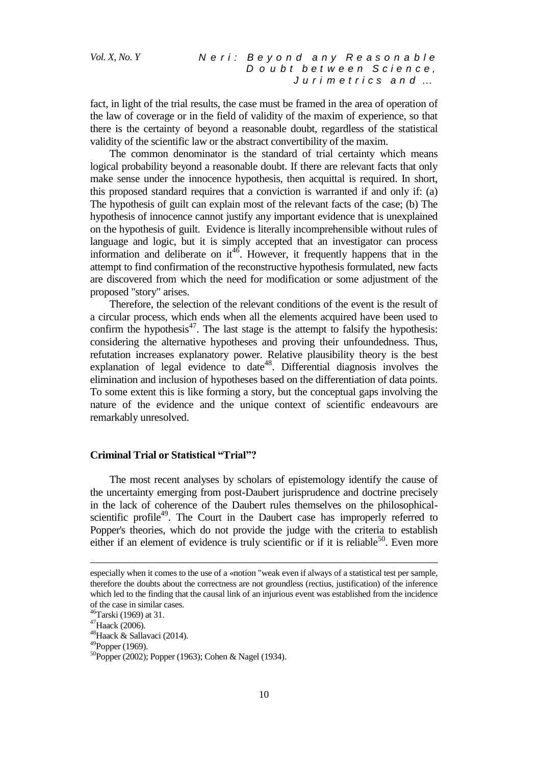fact, in light of the trial results, the case must be framed in the area of operation of the law of coverage or in the field of validity of the maxim of experience, so that there is the certainty of beyond a reasonable doubt, regardless of the statistical validity of the scientific law or the abstract convertibility of the maxim.

The common denominator is the standard of trial certainty which means logical probability beyond a reasonable doubt. If there are relevant facts that only make sense under the innocence hypothesis, then acquittal is required. In short, this proposed standard requires that a conviction is warranted if and only if: (a) The hypothesis of guilt can explain most of the relevant facts of the case; (b) The hypothesis of innocence cannot justify any important evidence that is unexplained on the hypothesis of guilt. Evidence is literally incomprehensible without rules of language and logic, but it is simply accepted that an investigator can process information and deliberate on it[46]. However, it frequently happens that in the attempt to find confirmation of the reconstructive hypothesis formulated, new facts are discovered from which the need for modification or some adjustment of the proposed "story" arises.

Therefore, the selection of the relevant conditions of the event is the result of a circular process, which ends when all the elements acquired have been used to confirm the hypothesis[47]. The last stage is the attempt to falsify the hypothesis: considering the alternative hypotheses and proving their unfoundedness. Thus, refutation increases explanatory power. Relative plausibility theory is the best explanation of legal evidence to date[48]. Differential diagnosis involves the elimination and inclusion of hypotheses based on the differentiation of data points. To some extent this is like forming a story, but the conceptual gaps involving the nature of the evidence and the unique context of scientific endeavours are remarkably unresolved.

## Criminal Trial or Statistical "Trial"?

The most recent analyses by scholars of epistemology identify the cause of the uncertainty emerging from post-Daubert jurisprudence and doctrine precisely in the lack of coherence of the Daubert rules themselves on the philosophical-scientific profile[49]. The Court in the Daubert case has improperly referred to Popper's theories, which do not provide the judge with the criteria to establish either if an element of evidence is truly scientific or if it is reliable[50]. Even more

---

especially when it comes to the use of a «notion "weak even if always of a statistical test per sample, therefore the doubts about the correctness are not groundless (rectius, justification) of the inference which led to the finding that the causal link of an injurious event was established from the incidence of the case in similar cases.

[46]Tarski (1969) at 31.

[47]Haack (2006).

[48]Haack & Sallavaci (2014).

[49]Popper (1969).

[50]Popper (2002); Popper (1963); Cohen & Nagel (1934).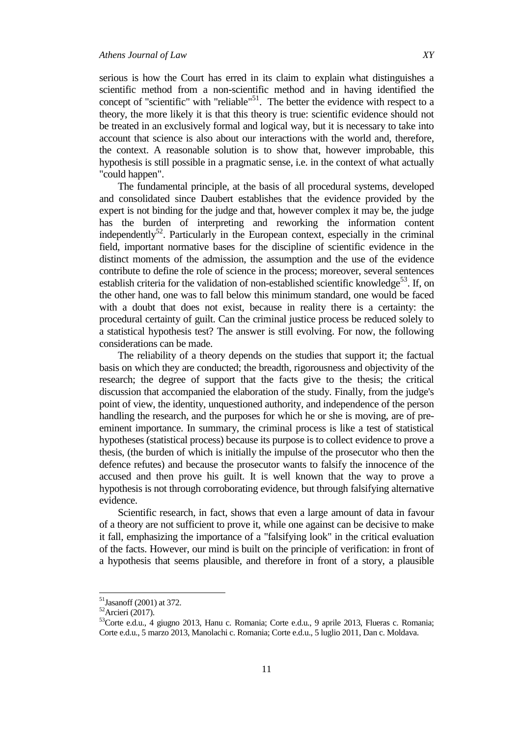serious is how the Court has erred in its claim to explain what distinguishes a scientific method from a non-scientific method and in having identified the concept of "scientific" with "reliable"[51]. The better the evidence with respect to a theory, the more likely it is that this theory is true: scientific evidence should not be treated in an exclusively formal and logical way, but it is necessary to take into account that science is also about our interactions with the world and, therefore, the context. A reasonable solution is to show that, however improbable, this hypothesis is still possible in a pragmatic sense, i.e. in the context of what actually "could happen".

The fundamental principle, at the basis of all procedural systems, developed and consolidated since Daubert establishes that the evidence provided by the expert is not binding for the judge and that, however complex it may be, the judge has the burden of interpreting and reworking the information content independently[52]. Particularly in the European context, especially in the criminal field, important normative bases for the discipline of scientific evidence in the distinct moments of the admission, the assumption and the use of the evidence contribute to define the role of science in the process; moreover, several sentences establish criteria for the validation of non-established scientific knowledge[53]. If, on the other hand, one was to fall below this minimum standard, one would be faced with a doubt that does not exist, because in reality there is a certainty: the procedural certainty of guilt. Can the criminal justice process be reduced solely to a statistical hypothesis test? The answer is still evolving. For now, the following considerations can be made.

The reliability of a theory depends on the studies that support it; the factual basis on which they are conducted; the breadth, rigorousness and objectivity of the research; the degree of support that the facts give to the thesis; the critical discussion that accompanied the elaboration of the study. Finally, from the judge's point of view, the identity, unquestioned authority, and independence of the person handling the research, and the purposes for which he or she is moving, are of pre-eminent importance. In summary, the criminal process is like a test of statistical hypotheses (statistical process) because its purpose is to collect evidence to prove a thesis, (the burden of which is initially the impulse of the prosecutor who then the defence refutes) and because the prosecutor wants to falsify the innocence of the accused and then prove his guilt. It is well known that the way to prove a hypothesis is not through corroborating evidence, but through falsifying alternative evidence.

Scientific research, in fact, shows that even a large amount of data in favour of a theory are not sufficient to prove it, while one against can be decisive to make it fall, emphasizing the importance of a "falsifying look" in the critical evaluation of the facts. However, our mind is built on the principle of verification: in front of a hypothesis that seems plausible, and therefore in front of a story, a plausible

---

[51] Jasanoff (2001) at 372.

[52] Arcieri (2017).

[53] Corte e.d.u., 4 giugno 2013, Hanu c. Romania; Corte e.d.u., 9 aprile 2013, Flueras c. Romania; Corte e.d.u., 5 marzo 2013, Manolachi c. Romania; Corte e.d.u., 5 luglio 2011, Dan c. Moldava.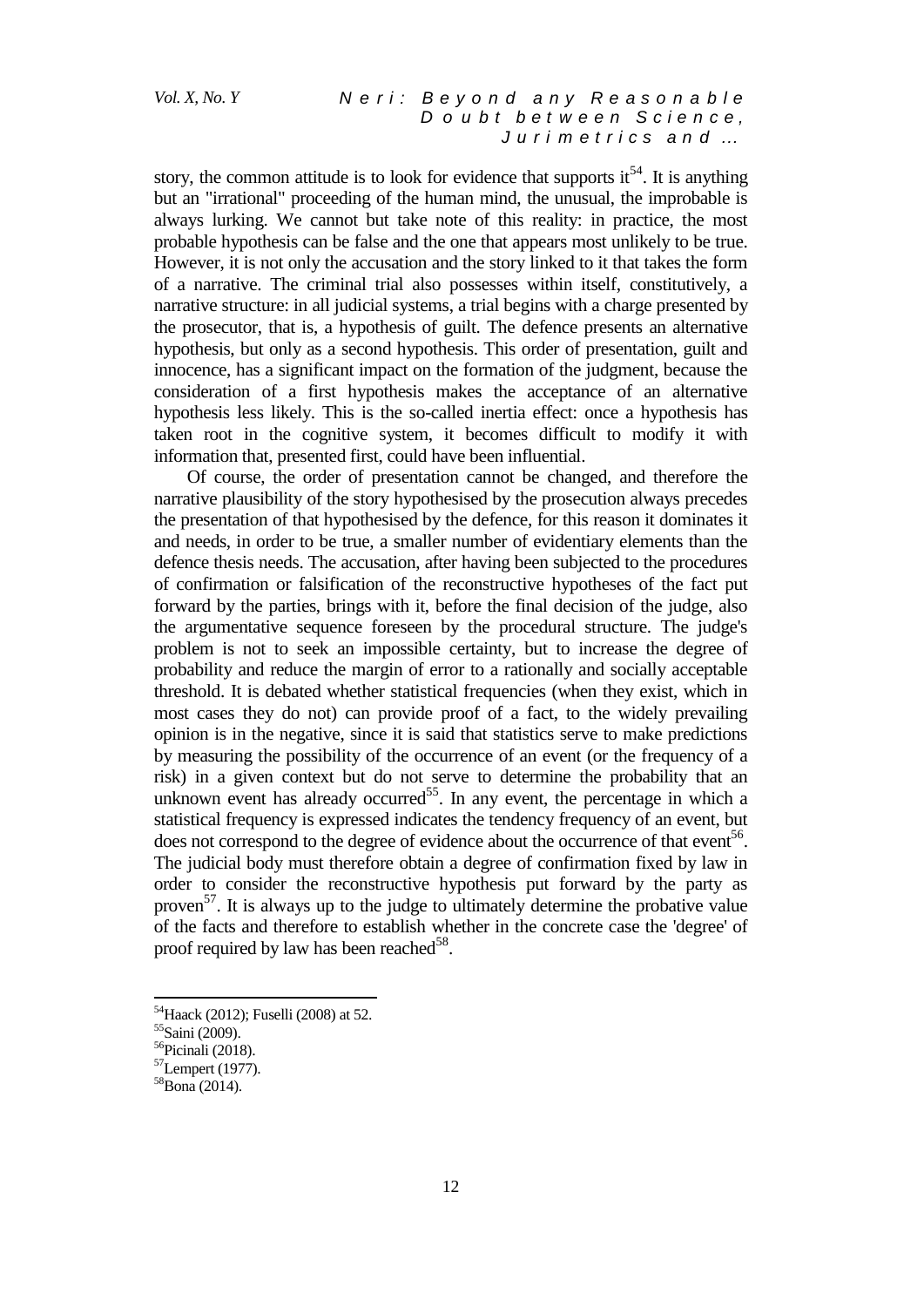story, the common attitude is to look for evidence that supports it[54]. It is anything but an "irrational" proceeding of the human mind, the unusual, the improbable is always lurking. We cannot but take note of this reality: in practice, the most probable hypothesis can be false and the one that appears most unlikely to be true. However, it is not only the accusation and the story linked to it that takes the form of a narrative. The criminal trial also possesses within itself, constitutively, a narrative structure: in all judicial systems, a trial begins with a charge presented by the prosecutor, that is, a hypothesis of guilt. The defence presents an alternative hypothesis, but only as a second hypothesis. This order of presentation, guilt and innocence, has a significant impact on the formation of the judgment, because the consideration of a first hypothesis makes the acceptance of an alternative hypothesis less likely. This is the so-called inertia effect: once a hypothesis has taken root in the cognitive system, it becomes difficult to modify it with information that, presented first, could have been influential.

Of course, the order of presentation cannot be changed, and therefore the narrative plausibility of the story hypothesised by the prosecution always precedes the presentation of that hypothesised by the defence, for this reason it dominates it and needs, in order to be true, a smaller number of evidentiary elements than the defence thesis needs. The accusation, after having been subjected to the procedures of confirmation or falsification of the reconstructive hypotheses of the fact put forward by the parties, brings with it, before the final decision of the judge, also the argumentative sequence foreseen by the procedural structure. The judge's problem is not to seek an impossible certainty, but to increase the degree of probability and reduce the margin of error to a rationally and socially acceptable threshold. It is debated whether statistical frequencies (when they exist, which in most cases they do not) can provide proof of a fact, to the widely prevailing opinion is in the negative, since it is said that statistics serve to make predictions by measuring the possibility of the occurrence of an event (or the frequency of a risk) in a given context but do not serve to determine the probability that an unknown event has already occurred[55]. In any event, the percentage in which a statistical frequency is expressed indicates the tendency frequency of an event, but does not correspond to the degree of evidence about the occurrence of that event[56]. The judicial body must therefore obtain a degree of confirmation fixed by law in order to consider the reconstructive hypothesis put forward by the party as proven[57]. It is always up to the judge to ultimately determine the probative value of the facts and therefore to establish whether in the concrete case the 'degree' of proof required by law has been reached[58].

[54] Haack (2012); Fuselli (2008) at 52.
[55] Saini (2009).
[56] Picinali (2018).
[57] Lempert (1977).
[58] Bona (2014).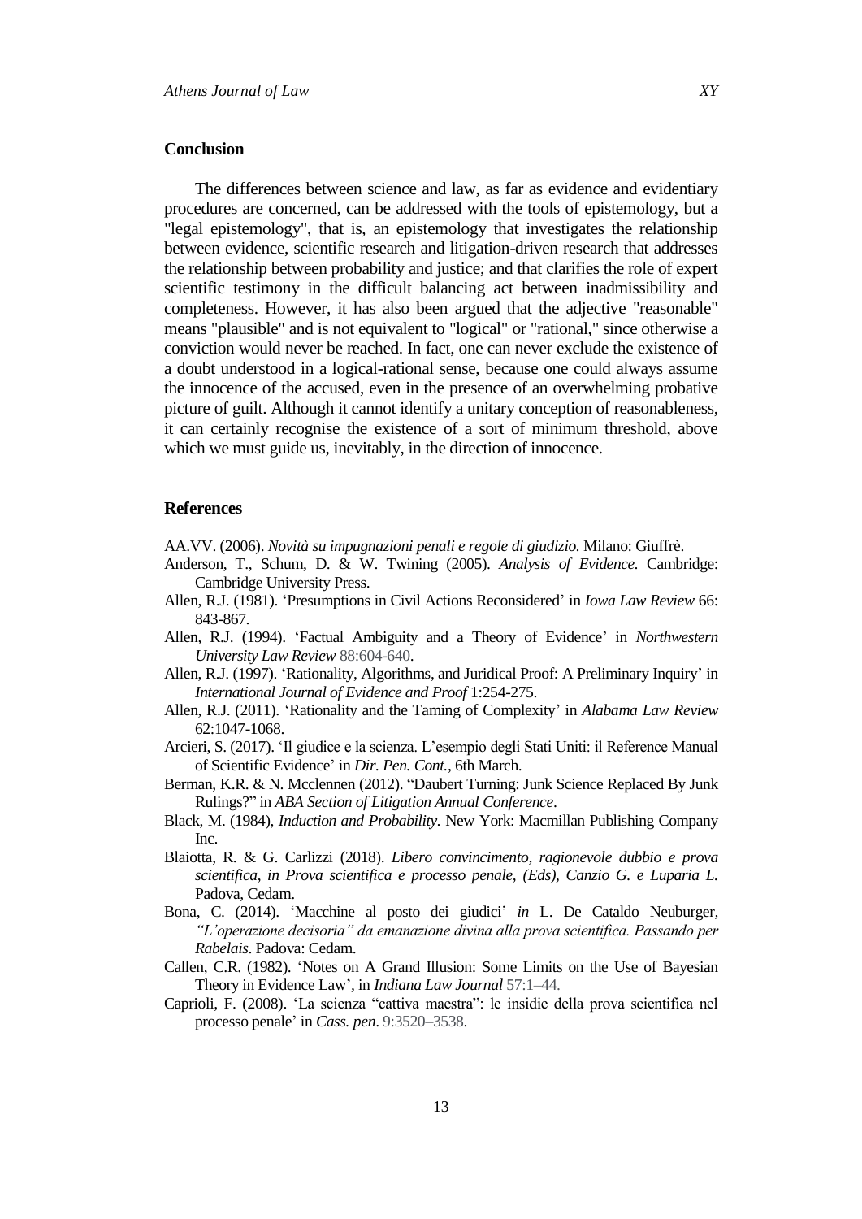## Conclusion

The differences between science and law, as far as evidence and evidentiary procedures are concerned, can be addressed with the tools of epistemology, but a "legal epistemology", that is, an epistemology that investigates the relationship between evidence, scientific research and litigation-driven research that addresses the relationship between probability and justice; and that clarifies the role of expert scientific testimony in the difficult balancing act between inadmissibility and completeness. However, it has also been argued that the adjective "reasonable" means "plausible" and is not equivalent to "logical" or "rational," since otherwise a conviction would never be reached. In fact, one can never exclude the existence of a doubt understood in a logical-rational sense, because one could always assume the innocence of the accused, even in the presence of an overwhelming probative picture of guilt. Although it cannot identify a unitary conception of reasonableness, it can certainly recognise the existence of a sort of minimum threshold, above which we must guide us, inevitably, in the direction of innocence.

## References

AA.VV. (2006). *Novità su impugnazioni penali e regole di giudizio.* Milano: Giuffrè.

Anderson, T., Schum, D. & W. Twining (2005). *Analysis of Evidence.* Cambridge: Cambridge University Press.

Allen, R.J. (1981). 'Presumptions in Civil Actions Reconsidered' in *Iowa Law Review* 66: 843-867.

Allen, R.J. (1994). 'Factual Ambiguity and a Theory of Evidence' in *Northwestern University Law Review* 88:604-640.

Allen, R.J. (1997). 'Rationality, Algorithms, and Juridical Proof: A Preliminary Inquiry' in *International Journal of Evidence and Proof* 1:254-275.

Allen, R.J. (2011). 'Rationality and the Taming of Complexity' in *Alabama Law Review* 62:1047-1068.

Arcieri, S. (2017). 'Il giudice e la scienza. L'esempio degli Stati Uniti: il Reference Manual of Scientific Evidence' in *Dir. Pen. Cont.*, 6th March.

Berman, K.R. & N. Mcclennen (2012). "Daubert Turning: Junk Science Replaced By Junk Rulings?" in *ABA Section of Litigation Annual Conference*.

Black, M. (1984), *Induction and Probability*. New York: Macmillan Publishing Company Inc.

Blaiotta, R. & G. Carlizzi (2018). *Libero convincimento, ragionevole dubbio e prova scientifica, in Prova scientifica e processo penale, (Eds), Canzio G. e Luparia L.* Padova, Cedam.

Bona, C. (2014). 'Macchine al posto dei giudici' *in* L. De Cataldo Neuburger, *"L'operazione decisoria" da emanazione divina alla prova scientifica. Passando per Rabelais*. Padova: Cedam.

Callen, C.R. (1982). 'Notes on A Grand Illusion: Some Limits on the Use of Bayesian Theory in Evidence Law', in *Indiana Law Journal* 57:1–44.

Caprioli, F. (2008). 'La scienza "cattiva maestra": le insidie della prova scientifica nel processo penale' in *Cass. pen*. 9:3520–3538.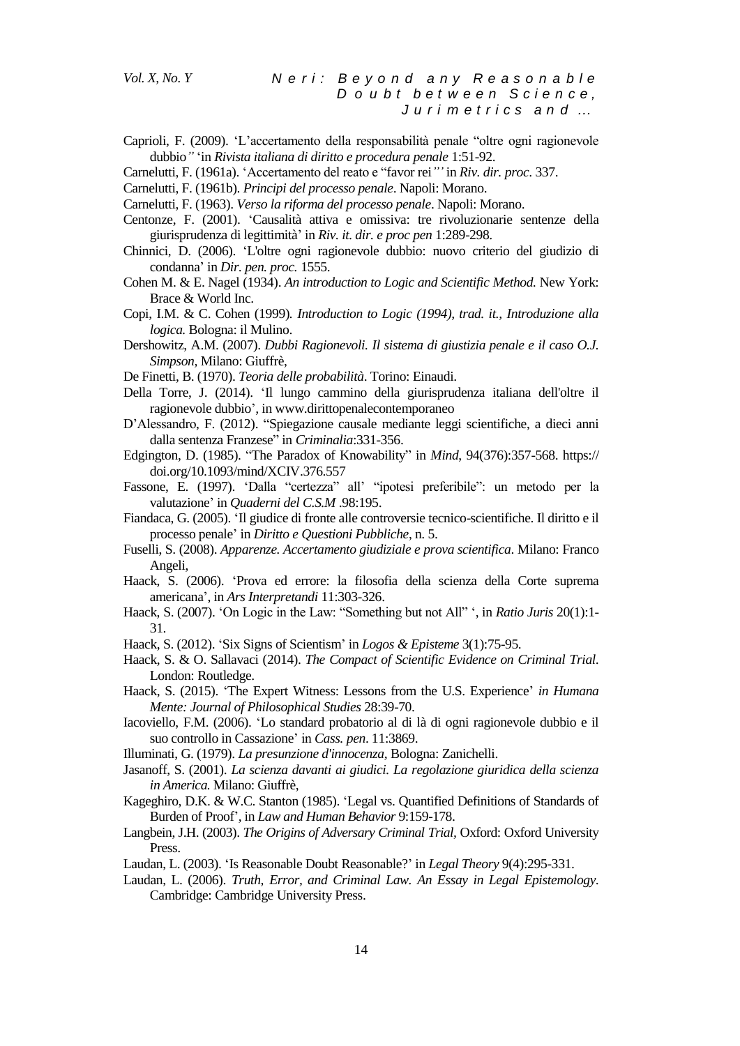Caprioli, F. (2009). 'L'accertamento della responsabilità penale "oltre ogni ragionevole dubbio*"* 'in *Rivista italiana di diritto e procedura penale* 1:51-92.

Carnelutti, F. (1961a). 'Accertamento del reato e "favor rei*"'* in *Riv. dir. proc.* 337.

Carnelutti, F. (1961b). *Principi del processo penale*. Napoli: Morano.

Carnelutti, F. (1963). *Verso la riforma del processo penale*. Napoli: Morano.

Centonze, F. (2001). 'Causalità attiva e omissiva: tre rivoluzionarie sentenze della giurisprudenza di legittimità' in *Riv. it. dir. e proc pen* 1:289-298.

Chinnici, D. (2006). 'L'oltre ogni ragionevole dubbio: nuovo criterio del giudizio di condanna' in *Dir. pen. proc.* 1555.

Cohen M. & E. Nagel (1934). *An introduction to Logic and Scientific Method.* New York: Brace & World Inc.

Copi, I.M. & C. Cohen (1999)*. Introduction to Logic (1994), trad. it., Introduzione alla logica.* Bologna: il Mulino.

Dershowitz, A.M. (2007). *Dubbi Ragionevoli. Il sistema di giustizia penale e il caso O.J. Simpson*, Milano: Giuffrè,

De Finetti, B. (1970). *Teoria delle probabilità*. Torino: Einaudi.

Della Torre, J. (2014). 'Il lungo cammino della giurisprudenza italiana dell'oltre il ragionevole dubbio'*,* in www.dirittopenalecontemporaneo

D'Alessandro, F. (2012). "Spiegazione causale mediante leggi scientifiche, a dieci anni dalla sentenza Franzese" in *Criminalia*:331-356.

Edgington, D. (1985). "The Paradox of Knowability" in *Mind*, 94(376):357-568. https://doi.org/10.1093/mind/XCIV.376.557

Fassone, E. (1997). 'Dalla "certezza" all' "ipotesi preferibile": un metodo per la valutazione' in *Quaderni del C.S.M* .98:195.

Fiandaca, G. (2005). 'Il giudice di fronte alle controversie tecnico-scientifiche. Il diritto e il processo penale' in *Diritto e Questioni Pubbliche*, n. 5.

Fuselli, S. (2008). *Apparenze. Accertamento giudiziale e prova scientifica*. Milano: Franco Angeli,

Haack, S. (2006). 'Prova ed errore: la filosofia della scienza della Corte suprema americana', in *Ars Interpretandi* 11:303-326.

Haack, S. (2007). 'On Logic in the Law: "Something but not All" ', in *Ratio Juris* 20(1):1-31.

Haack, S. (2012). 'Six Signs of Scientism' in *Logos & Episteme* 3(1):75-95.

Haack, S. & O. Sallavaci (2014). *The Compact of Scientific Evidence on Criminal Trial*. London: Routledge.

Haack, S. (2015). 'The Expert Witness: Lessons from the U.S. Experience' *in Humana Mente: Journal of Philosophical Studies* 28:39-70.

Iacoviello, F.M. (2006). 'Lo standard probatorio al di là di ogni ragionevole dubbio e il suo controllo in Cassazione' in *Cass. pen*. 11:3869.

Illuminati, G. (1979). *La presunzione d'innocenza*, Bologna: Zanichelli.

Jasanoff, S. (2001). *La scienza davanti ai giudici. La regolazione giuridica della scienza in America.* Milano: Giuffrè,

Kageghiro, D.K. & W.C. Stanton (1985). 'Legal vs. Quantified Definitions of Standards of Burden of Proof', in *Law and Human Behavior* 9:159-178.

Langbein, J.H. (2003). *The Origins of Adversary Criminal Trial*, Oxford: Oxford University Press.

Laudan, L. (2003). 'Is Reasonable Doubt Reasonable?' in *Legal Theory* 9(4):295-331.

Laudan, L. (2006). *Truth, Error, and Criminal Law. An Essay in Legal Epistemology*. Cambridge: Cambridge University Press.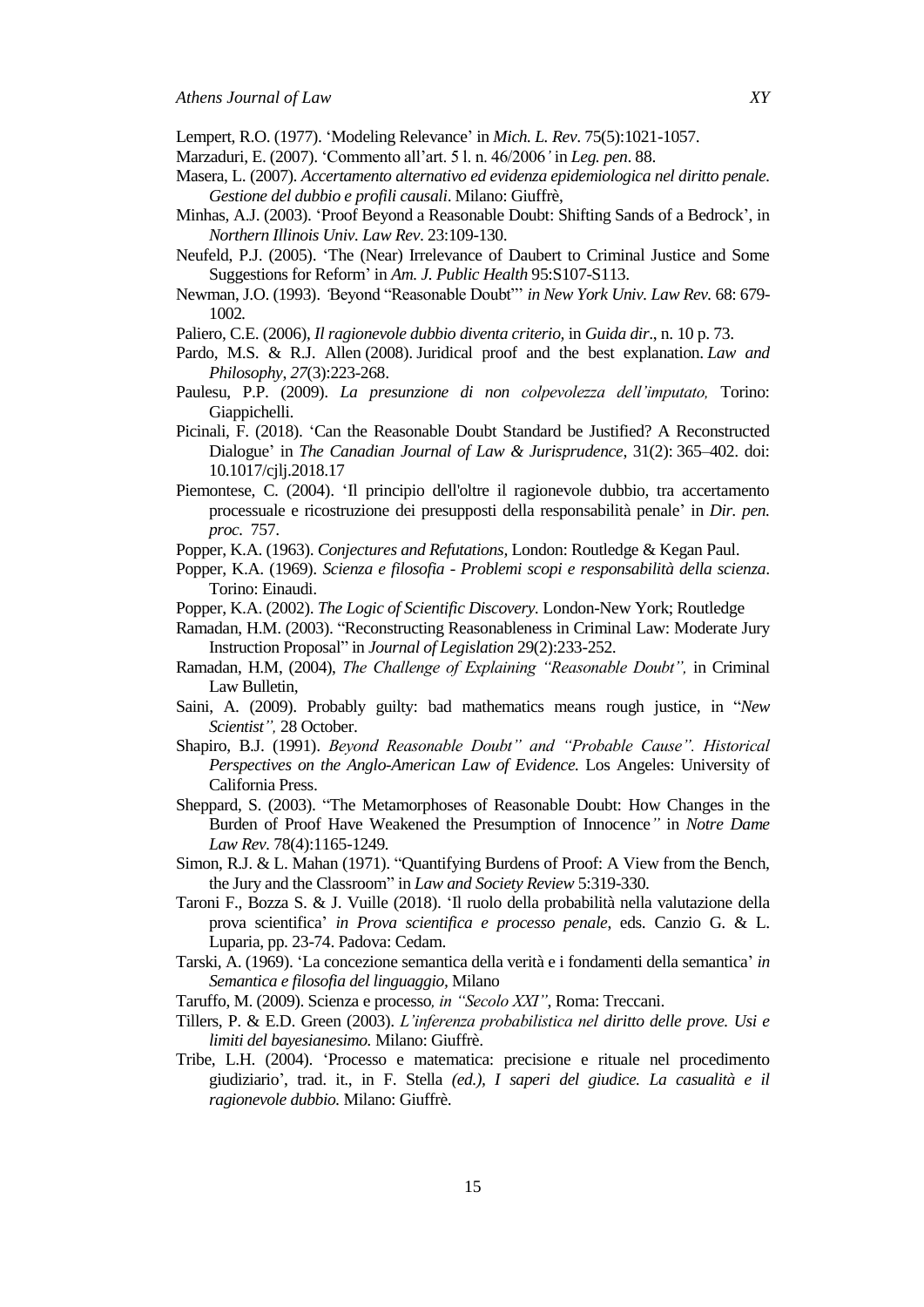Lempert, R.O. (1977). 'Modeling Relevance' in *Mich. L. Rev*. 75(5):1021-1057.

Marzaduri, E. (2007). 'Commento all'art. 5 l. n. 46/2006*'* in *Leg. pen*. 88.

Masera, L. (2007). *Accertamento alternativo ed evidenza epidemiologica nel diritto penale. Gestione del dubbio e profili causali*. Milano: Giuffrè,

Minhas, A.J. (2003). 'Proof Beyond a Reasonable Doubt: Shifting Sands of a Bedrock', in *Northern Illinois Univ. Law Rev*. 23:109-130.

Neufeld, P.J. (2005). 'The (Near) Irrelevance of Daubert to Criminal Justice and Some Suggestions for Reform' in *Am. J. Public Health* 95:S107-S113.

Newman, J.O. (1993). *'*Beyond "Reasonable Doubt"' *in New York Univ. Law Rev.* 68: 679-1002.

Paliero, C.E. (2006), *Il ragionevole dubbio diventa criterio*, in *Guida dir*., n. 10 p. 73.

Pardo, M.S. & R.J. Allen (2008). Juridical proof and the best explanation. *Law and Philosophy*, *27*(3):223-268.

Paulesu, P.P. (2009). *La presunzione di non colpevolezza dell'imputato,* Torino: Giappichelli.

Picinali, F. (2018). 'Can the Reasonable Doubt Standard be Justified? A Reconstructed Dialogue' in *The Canadian Journal of Law & Jurisprudence*, 31(2): 365–402. doi: 10.1017/cjlj.2018.17

Piemontese, C. (2004). 'Il principio dell'oltre il ragionevole dubbio, tra accertamento processuale e ricostruzione dei presupposti della responsabilità penale' in *Dir. pen. proc.* 757.

Popper, K.A. (1963). *Conjectures and Refutations*, London: Routledge & Kegan Paul.

Popper, K.A. (1969). *Scienza e filosofia - Problemi scopi e responsabilità della scienza*. Torino: Einaudi.

Popper, K.A. (2002). *The Logic of Scientific Discovery*. London-New York; Routledge

Ramadan, H.M. (2003). "Reconstructing Reasonableness in Criminal Law: Moderate Jury Instruction Proposal" in *Journal of Legislation* 29(2):233-252.

Ramadan, H.M, (2004), *The Challenge of Explaining "Reasonable Doubt",* in Criminal Law Bulletin,

Saini, A. (2009). Probably guilty: bad mathematics means rough justice, in "*New Scientist",* 28 October.

Shapiro, B.J. (1991). *Beyond Reasonable Doubt" and "Probable Cause". Historical Perspectives on the Anglo-American Law of Evidence.* Los Angeles: University of California Press.

Sheppard, S. (2003). "The Metamorphoses of Reasonable Doubt: How Changes in the Burden of Proof Have Weakened the Presumption of Innocence*"* in *Notre Dame Law Rev.* 78(4):1165-1249.

Simon, R.J. & L. Mahan (1971). "Quantifying Burdens of Proof: A View from the Bench, the Jury and the Classroom" in *Law and Society Review* 5:319-330.

Taroni F., Bozza S. & J. Vuille (2018). 'Il ruolo della probabilità nella valutazione della prova scientifica' *in Prova scientifica e processo penale*, eds. Canzio G. & L. Luparia, pp. 23-74. Padova: Cedam.

Tarski, A. (1969). 'La concezione semantica della verità e i fondamenti della semantica' *in Semantica e filosofia del linguaggio,* Milano

Taruffo, M. (2009). Scienza e processo*, in "Secolo XXI"*, Roma: Treccani.

Tillers, P. & E.D. Green (2003). *L'inferenza probabilistica nel diritto delle prove. Usi e limiti del bayesianesimo.* Milano: Giuffrè.

Tribe, L.H. (2004). 'Processo e matematica: precisione e rituale nel procedimento giudiziario', trad. it., in F. Stella *(ed.), I saperi del giudice. La casualità e il ragionevole dubbio.* Milano: Giuffrè.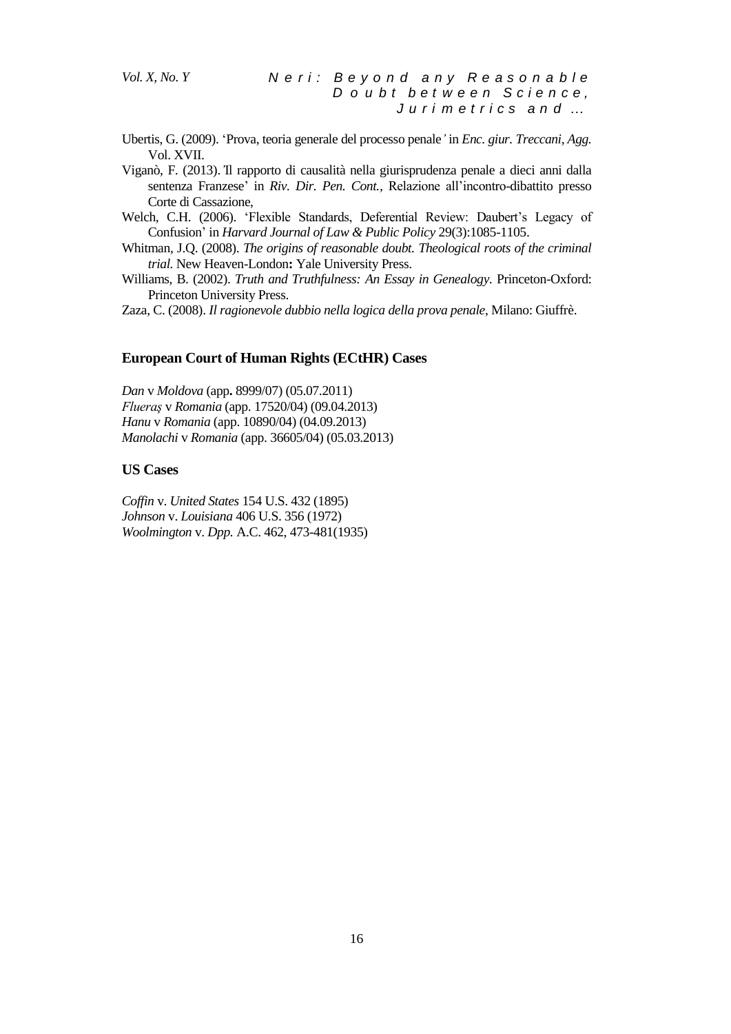Ubertis, G. (2009). 'Prova, teoria generale del processo penale' in *Enc. giur. Treccani*, *Agg.* Vol. XVII.

Viganò, F. (2013). 'Il rapporto di causalità nella giurisprudenza penale a dieci anni dalla sentenza Franzese' in *Riv. Dir. Pen. Cont.*, Relazione all'incontro-dibattito presso Corte di Cassazione,

Welch, C.H. (2006). 'Flexible Standards, Deferential Review: Daubert's Legacy of Confusion' in *Harvard Journal of Law & Public Policy* 29(3):1085-1105.

Whitman, J.Q. (2008). *The origins of reasonable doubt. Theological roots of the criminal trial.* New Heaven-London**:** Yale University Press.

Williams, B. (2002). *Truth and Truthfulness: An Essay in Genealogy.* Princeton-Oxford: Princeton University Press.

Zaza, C. (2008). *Il ragionevole dubbio nella logica della prova penale*, Milano: Giuffrè.

### European Court of Human Rights (ECtHR) Cases

*Dan* v *Moldova* (app**.** 8999/07) (05.07.2011)
*Flueraş* v *Romania* (app. 17520/04) (09.04.2013)
*Hanu* v *Romania* (app. 10890/04) (04.09.2013)
*Manolachi* v *Romania* (app. 36605/04) (05.03.2013)

### US Cases

*Coffin* v. *United States* 154 U.S. 432 (1895)
*Johnson* v. *Louisiana* 406 U.S. 356 (1972)
*Woolmington* v. *Dpp.* A.C. 462, 473-481(1935)